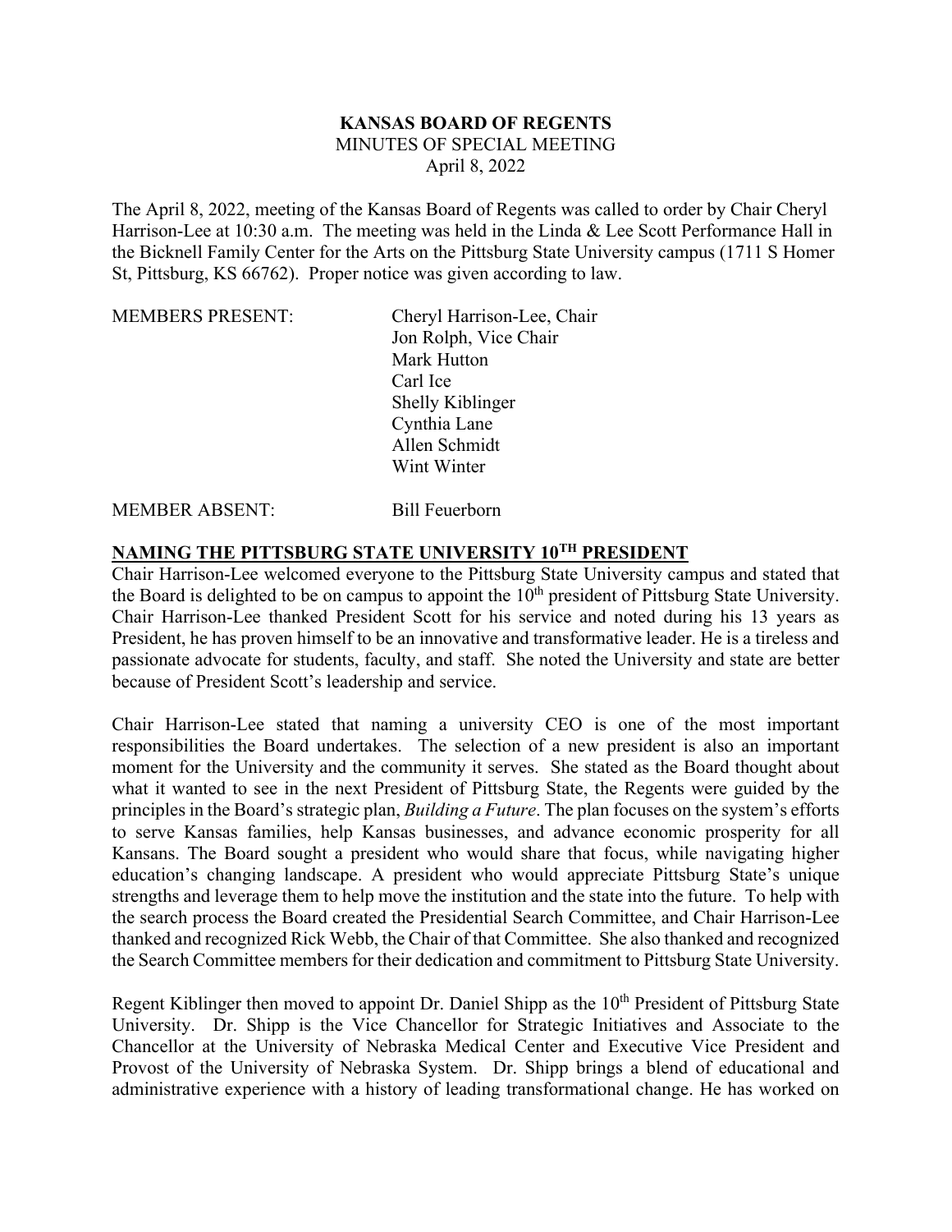**KANSAS BOARD OF REGENTS**
MINUTES OF SPECIAL MEETING
April 8, 2022

The April 8, 2022, meeting of the Kansas Board of Regents was called to order by Chair Cheryl Harrison-Lee at 10:30 a.m. The meeting was held in the Linda & Lee Scott Performance Hall in the Bicknell Family Center for the Arts on the Pittsburg State University campus (1711 S Homer St, Pittsburg, KS 66762). Proper notice was given according to law.

MEMBERS PRESENT:
Cheryl Harrison-Lee, Chair
Jon Rolph, Vice Chair
Mark Hutton
Carl Ice
Shelly Kiblinger
Cynthia Lane
Allen Schmidt
Wint Winter

MEMBER ABSENT: Bill Feuerborn

## NAMING THE PITTSBURG STATE UNIVERSITY 10TH PRESIDENT

Chair Harrison-Lee welcomed everyone to the Pittsburg State University campus and stated that the Board is delighted to be on campus to appoint the 10th president of Pittsburg State University. Chair Harrison-Lee thanked President Scott for his service and noted during his 13 years as President, he has proven himself to be an innovative and transformative leader. He is a tireless and passionate advocate for students, faculty, and staff. She noted the University and state are better because of President Scott's leadership and service.

Chair Harrison-Lee stated that naming a university CEO is one of the most important responsibilities the Board undertakes. The selection of a new president is also an important moment for the University and the community it serves. She stated as the Board thought about what it wanted to see in the next President of Pittsburg State, the Regents were guided by the principles in the Board's strategic plan, *Building a Future*. The plan focuses on the system's efforts to serve Kansas families, help Kansas businesses, and advance economic prosperity for all Kansans. The Board sought a president who would share that focus, while navigating higher education's changing landscape. A president who would appreciate Pittsburg State's unique strengths and leverage them to help move the institution and the state into the future. To help with the search process the Board created the Presidential Search Committee, and Chair Harrison-Lee thanked and recognized Rick Webb, the Chair of that Committee. She also thanked and recognized the Search Committee members for their dedication and commitment to Pittsburg State University.

Regent Kiblinger then moved to appoint Dr. Daniel Shipp as the 10th President of Pittsburg State University. Dr. Shipp is the Vice Chancellor for Strategic Initiatives and Associate to the Chancellor at the University of Nebraska Medical Center and Executive Vice President and Provost of the University of Nebraska System. Dr. Shipp brings a blend of educational and administrative experience with a history of leading transformational change. He has worked on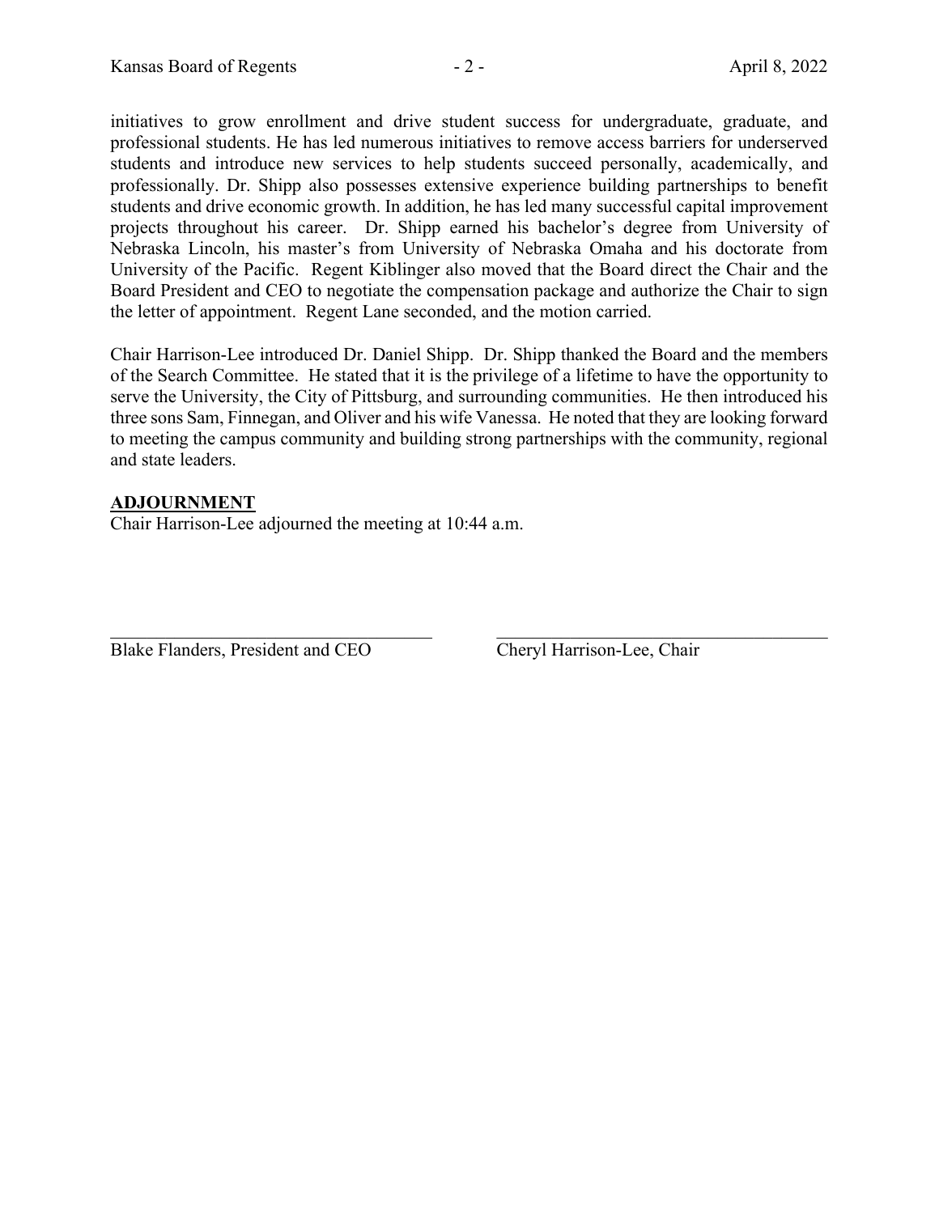initiatives to grow enrollment and drive student success for undergraduate, graduate, and professional students. He has led numerous initiatives to remove access barriers for underserved students and introduce new services to help students succeed personally, academically, and professionally. Dr. Shipp also possesses extensive experience building partnerships to benefit students and drive economic growth. In addition, he has led many successful capital improvement projects throughout his career. Dr. Shipp earned his bachelor's degree from University of Nebraska Lincoln, his master's from University of Nebraska Omaha and his doctorate from University of the Pacific. Regent Kiblinger also moved that the Board direct the Chair and the Board President and CEO to negotiate the compensation package and authorize the Chair to sign the letter of appointment. Regent Lane seconded, and the motion carried.

Chair Harrison-Lee introduced Dr. Daniel Shipp. Dr. Shipp thanked the Board and the members of the Search Committee. He stated that it is the privilege of a lifetime to have the opportunity to serve the University, the City of Pittsburg, and surrounding communities. He then introduced his three sons Sam, Finnegan, and Oliver and his wife Vanessa. He noted that they are looking forward to meeting the campus community and building strong partnerships with the community, regional and state leaders.

**ADJOURNMENT**

Chair Harrison-Lee adjourned the meeting at 10:44 a.m.

\_\_\_\_\_\_\_\_\_\_\_\_\_\_\_\_\_\_\_\_\_\_\_\_\_\_\_\_\_\_\_\_\_\_
Blake Flanders, President and CEO

\_\_\_\_\_\_\_\_\_\_\_\_\_\_\_\_\_\_\_\_\_\_\_\_\_\_\_\_\_\_\_\_\_\_
Cheryl Harrison-Lee, Chair